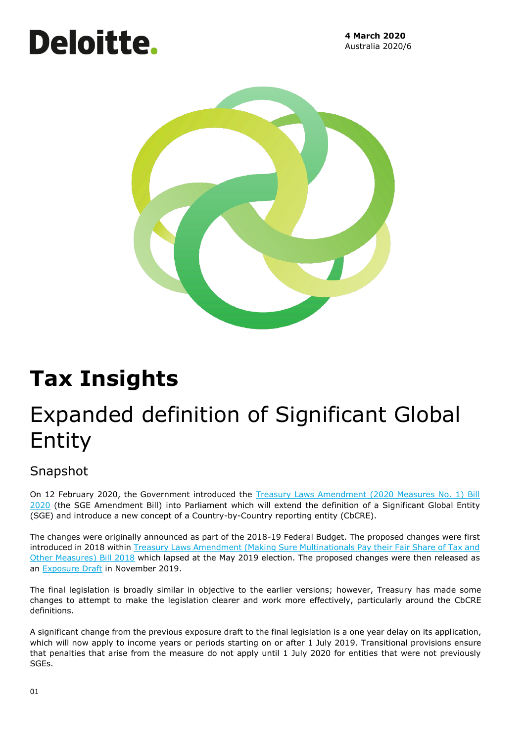Deloitte.

**4 March 2020**
Australia 2020/6

# Tax Insights

# Expanded definition of Significant Global Entity

## Snapshot

On 12 February 2020, the Government introduced the Treasury Laws Amendment (2020 Measures No. 1) Bill 2020 (the SGE Amendment Bill) into Parliament which will extend the definition of a Significant Global Entity (SGE) and introduce a new concept of a Country-by-Country reporting entity (CbCRE).

The changes were originally announced as part of the 2018-19 Federal Budget. The proposed changes were first introduced in 2018 within Treasury Laws Amendment (Making Sure Multinationals Pay their Fair Share of Tax and Other Measures) Bill 2018 which lapsed at the May 2019 election. The proposed changes were then released as an Exposure Draft in November 2019.

The final legislation is broadly similar in objective to the earlier versions; however, Treasury has made some changes to attempt to make the legislation clearer and work more effectively, particularly around the CbCRE definitions.

A significant change from the previous exposure draft to the final legislation is a one year delay on its application, which will now apply to income years or periods starting on or after 1 July 2019. Transitional provisions ensure that penalties that arise from the measure do not apply until 1 July 2020 for entities that were not previously SGEs.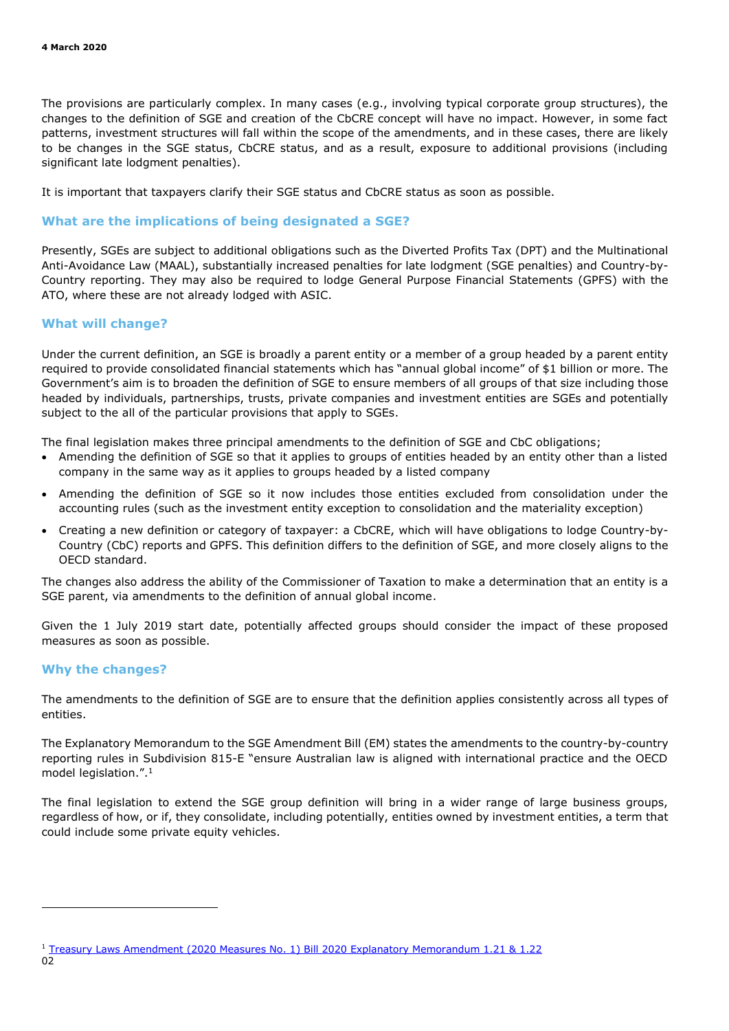The provisions are particularly complex. In many cases (e.g., involving typical corporate group structures), the changes to the definition of SGE and creation of the CbCRE concept will have no impact. However, in some fact patterns, investment structures will fall within the scope of the amendments, and in these cases, there are likely to be changes in the SGE status, CbCRE status, and as a result, exposure to additional provisions (including significant late lodgment penalties).

It is important that taxpayers clarify their SGE status and CbCRE status as soon as possible.

## What are the implications of being designated a SGE?

Presently, SGEs are subject to additional obligations such as the Diverted Profits Tax (DPT) and the Multinational Anti-Avoidance Law (MAAL), substantially increased penalties for late lodgment (SGE penalties) and Country-by-Country reporting. They may also be required to lodge General Purpose Financial Statements (GPFS) with the ATO, where these are not already lodged with ASIC.

## What will change?

Under the current definition, an SGE is broadly a parent entity or a member of a group headed by a parent entity required to provide consolidated financial statements which has "annual global income" of $1 billion or more. The Government's aim is to broaden the definition of SGE to ensure members of all groups of that size including those headed by individuals, partnerships, trusts, private companies and investment entities are SGEs and potentially subject to the all of the particular provisions that apply to SGEs.

The final legislation makes three principal amendments to the definition of SGE and CbC obligations;

- Amending the definition of SGE so that it applies to groups of entities headed by an entity other than a listed company in the same way as it applies to groups headed by a listed company
- Amending the definition of SGE so it now includes those entities excluded from consolidation under the accounting rules (such as the investment entity exception to consolidation and the materiality exception)
- Creating a new definition or category of taxpayer: a CbCRE, which will have obligations to lodge Country-by-Country (CbC) reports and GPFS. This definition differs to the definition of SGE, and more closely aligns to the OECD standard.

The changes also address the ability of the Commissioner of Taxation to make a determination that an entity is a SGE parent, via amendments to the definition of annual global income.

Given the 1 July 2019 start date, potentially affected groups should consider the impact of these proposed measures as soon as possible.

## Why the changes?

The amendments to the definition of SGE are to ensure that the definition applies consistently across all types of entities.

The Explanatory Memorandum to the SGE Amendment Bill (EM) states the amendments to the country-by-country reporting rules in Subdivision 815-E "ensure Australian law is aligned with international practice and the OECD model legislation.".[1]

The final legislation to extend the SGE group definition will bring in a wider range of large business groups, regardless of how, or if, they consolidate, including potentially, entities owned by investment entities, a term that could include some private equity vehicles.

---

[1] Treasury Laws Amendment (2020 Measures No. 1) Bill 2020 Explanatory Memorandum 1.21 & 1.22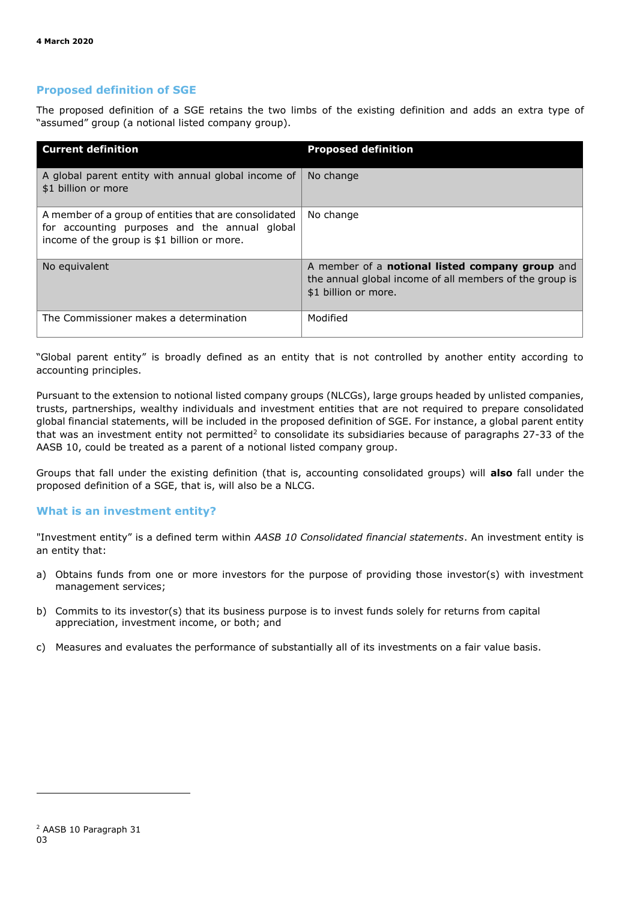## Proposed definition of SGE

The proposed definition of a SGE retains the two limbs of the existing definition and adds an extra type of "assumed" group (a notional listed company group).

| Current definition | Proposed definition |
| --- | --- |
| A global parent entity with annual global income of $1 billion or more | No change |
| A member of a group of entities that are consolidated for accounting purposes and the annual global income of the group is $1 billion or more. | No change |
| No equivalent | A member of a **notional listed company group** and the annual global income of all members of the group is $1 billion or more. |
| The Commissioner makes a determination | Modified |

"Global parent entity" is broadly defined as an entity that is not controlled by another entity according to accounting principles.

Pursuant to the extension to notional listed company groups (NLCGs), large groups headed by unlisted companies, trusts, partnerships, wealthy individuals and investment entities that are not required to prepare consolidated global financial statements, will be included in the proposed definition of SGE. For instance, a global parent entity that was an investment entity not permitted[2] to consolidate its subsidiaries because of paragraphs 27-33 of the AASB 10, could be treated as a parent of a notional listed company group.

Groups that fall under the existing definition (that is, accounting consolidated groups) will **also** fall under the proposed definition of a SGE, that is, will also be a NLCG.

## What is an investment entity?

"Investment entity" is a defined term within *AASB 10 Consolidated financial statements*. An investment entity is an entity that:

a) Obtains funds from one or more investors for the purpose of providing those investor(s) with investment management services;

b) Commits to its investor(s) that its business purpose is to invest funds solely for returns from capital appreciation, investment income, or both; and

c) Measures and evaluates the performance of substantially all of its investments on a fair value basis.

[2] AASB 10 Paragraph 31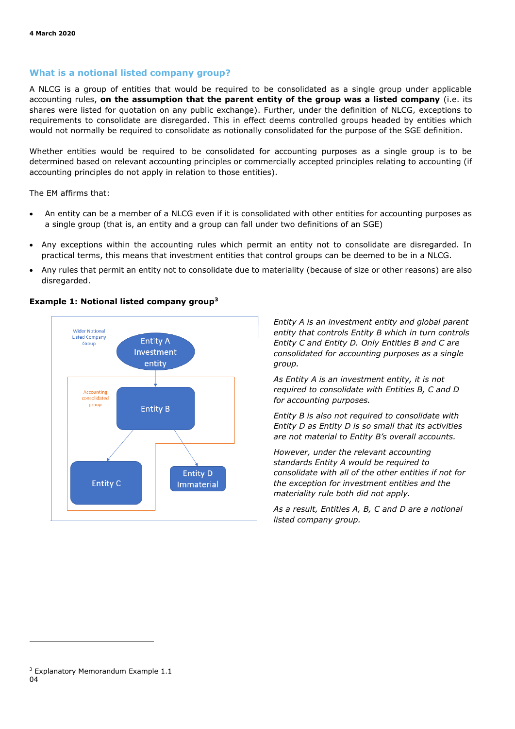## What is a notional listed company group?

A NLCG is a group of entities that would be required to be consolidated as a single group under applicable accounting rules, **on the assumption that the parent entity of the group was a listed company** (i.e. its shares were listed for quotation on any public exchange). Further, under the definition of NLCG, exceptions to requirements to consolidate are disregarded. This in effect deems controlled groups headed by entities which would not normally be required to consolidate as notionally consolidated for the purpose of the SGE definition.

Whether entities would be required to be consolidated for accounting purposes as a single group is to be determined based on relevant accounting principles or commercially accepted principles relating to accounting (if accounting principles do not apply in relation to those entities).

The EM affirms that:

- An entity can be a member of a NLCG even if it is consolidated with other entities for accounting purposes as a single group (that is, an entity and a group can fall under two definitions of an SGE)
- Any exceptions within the accounting rules which permit an entity not to consolidate are disregarded. In practical terms, this means that investment entities that control groups can be deemed to be in a NLCG.
- Any rules that permit an entity not to consolidate due to materiality (because of size or other reasons) are also disregarded.

**Example 1: Notional listed company group**[3]

Wider Notional Listed Company Group

Entity A Investment entity

Accounting consolidated group

Entity B

Entity C

Entity D Immaterial

*Entity A is an investment entity and global parent entity that controls Entity B which in turn controls Entity C and Entity D. Only Entities B and C are consolidated for accounting purposes as a single group.*

*As Entity A is an investment entity, it is not required to consolidate with Entities B, C and D for accounting purposes.*

*Entity B is also not required to consolidate with Entity D as Entity D is so small that its activities are not material to Entity B's overall accounts.*

*However, under the relevant accounting standards Entity A would be required to consolidate with all of the other entities if not for the exception for investment entities and the materiality rule both did not apply.*

*As a result, Entities A, B, C and D are a notional listed company group.*

[3] Explanatory Memorandum Example 1.1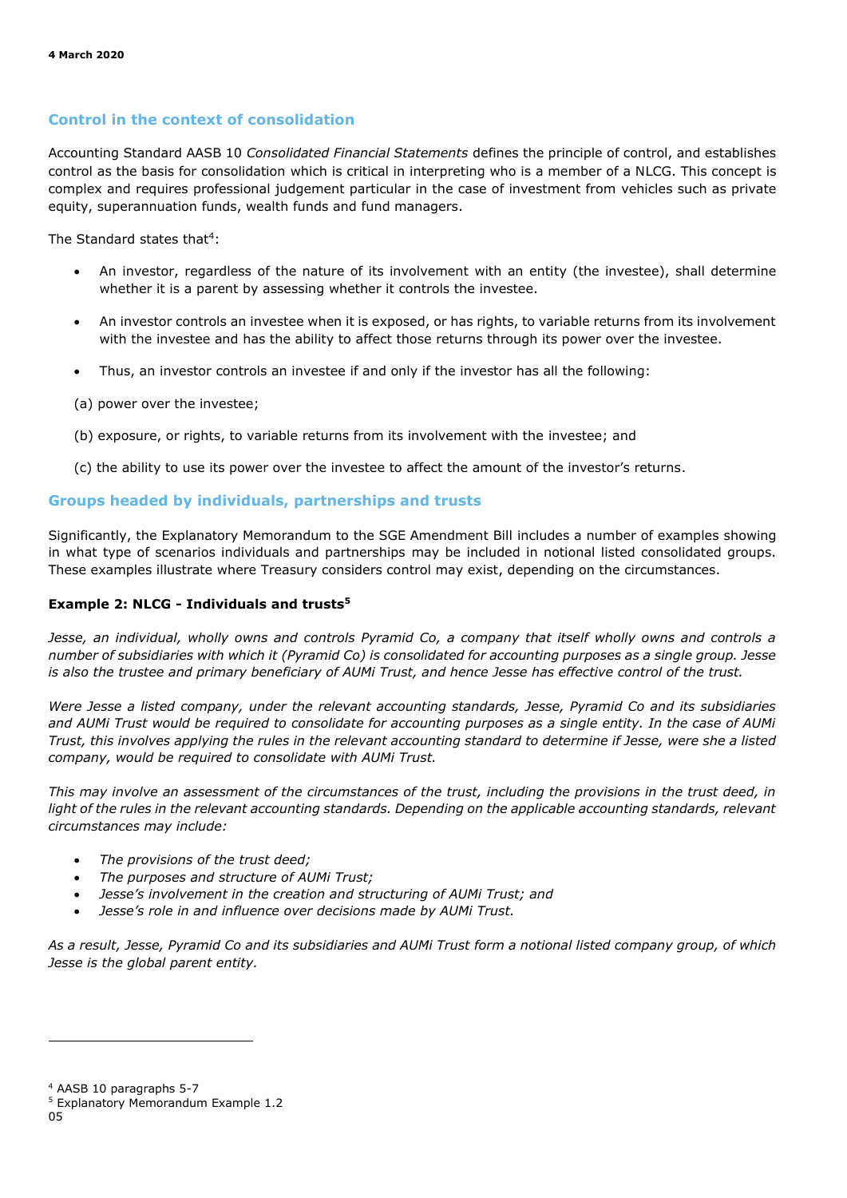## Control in the context of consolidation

Accounting Standard AASB 10 *Consolidated Financial Statements* defines the principle of control, and establishes control as the basis for consolidation which is critical in interpreting who is a member of a NLCG. This concept is complex and requires professional judgement particular in the case of investment from vehicles such as private equity, superannuation funds, wealth funds and fund managers.

The Standard states that[4]:

- An investor, regardless of the nature of its involvement with an entity (the investee), shall determine whether it is a parent by assessing whether it controls the investee.
- An investor controls an investee when it is exposed, or has rights, to variable returns from its involvement with the investee and has the ability to affect those returns through its power over the investee.
- Thus, an investor controls an investee if and only if the investor has all the following:

(a) power over the investee;

(b) exposure, or rights, to variable returns from its involvement with the investee; and

(c) the ability to use its power over the investee to affect the amount of the investor's returns.

## Groups headed by individuals, partnerships and trusts

Significantly, the Explanatory Memorandum to the SGE Amendment Bill includes a number of examples showing in what type of scenarios individuals and partnerships may be included in notional listed consolidated groups. These examples illustrate where Treasury considers control may exist, depending on the circumstances.

### Example 2: NLCG - Individuals and trusts[5]

*Jesse, an individual, wholly owns and controls Pyramid Co, a company that itself wholly owns and controls a number of subsidiaries with which it (Pyramid Co) is consolidated for accounting purposes as a single group. Jesse is also the trustee and primary beneficiary of AUMi Trust, and hence Jesse has effective control of the trust.*

*Were Jesse a listed company, under the relevant accounting standards, Jesse, Pyramid Co and its subsidiaries and AUMi Trust would be required to consolidate for accounting purposes as a single entity. In the case of AUMi Trust, this involves applying the rules in the relevant accounting standard to determine if Jesse, were she a listed company, would be required to consolidate with AUMi Trust.*

*This may involve an assessment of the circumstances of the trust, including the provisions in the trust deed, in light of the rules in the relevant accounting standards. Depending on the applicable accounting standards, relevant circumstances may include:*

- *The provisions of the trust deed;*
- *The purposes and structure of AUMi Trust;*
- *Jesse's involvement in the creation and structuring of AUMi Trust; and*
- *Jesse's role in and influence over decisions made by AUMi Trust.*

*As a result, Jesse, Pyramid Co and its subsidiaries and AUMi Trust form a notional listed company group, of which Jesse is the global parent entity.*

---

[4] AASB 10 paragraphs 5-7

[5] Explanatory Memorandum Example 1.2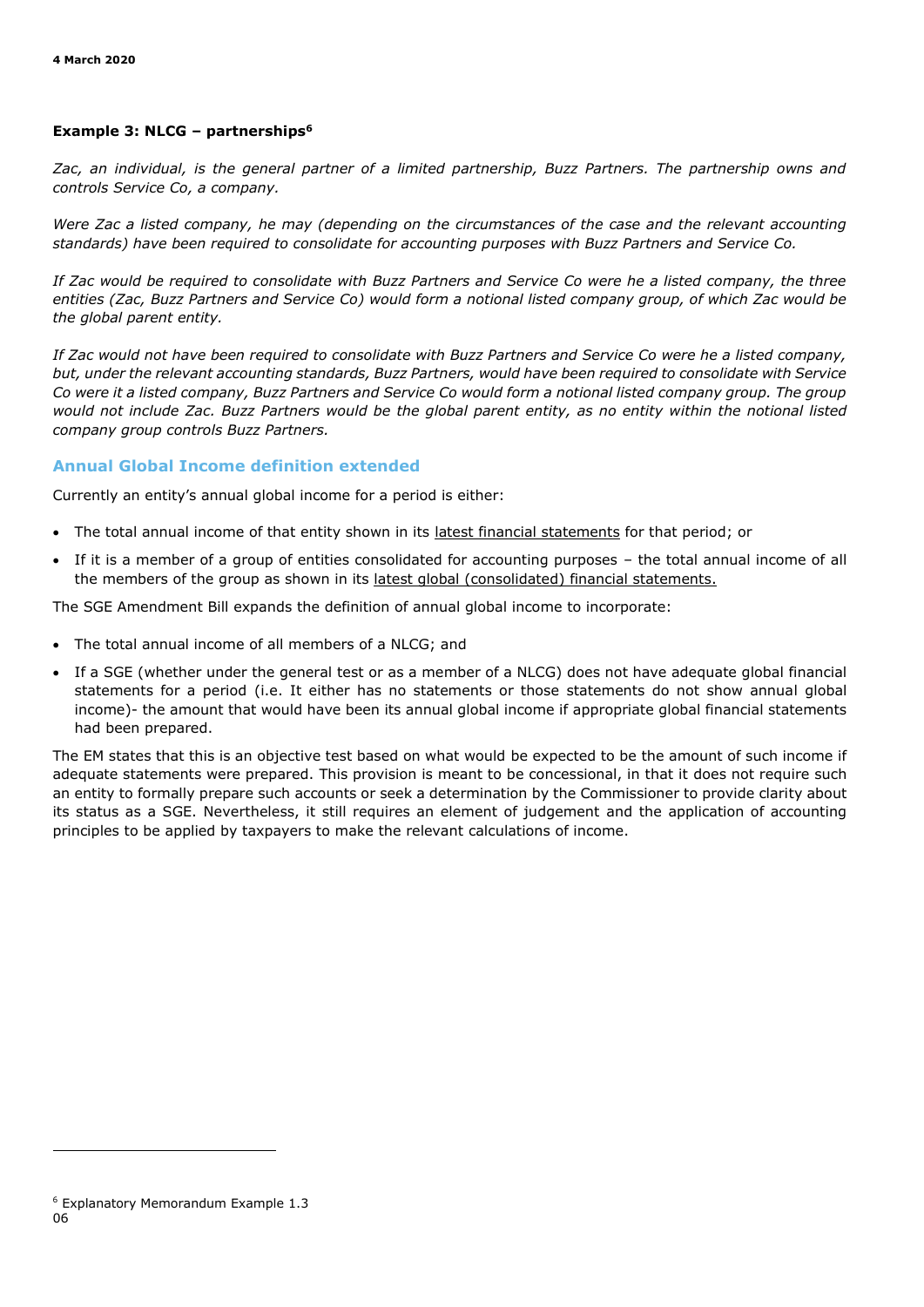**Example 3: NLCG – partnerships**[6]

*Zac, an individual, is the general partner of a limited partnership, Buzz Partners. The partnership owns and controls Service Co, a company.*

*Were Zac a listed company, he may (depending on the circumstances of the case and the relevant accounting standards) have been required to consolidate for accounting purposes with Buzz Partners and Service Co.*

*If Zac would be required to consolidate with Buzz Partners and Service Co were he a listed company, the three entities (Zac, Buzz Partners and Service Co) would form a notional listed company group, of which Zac would be the global parent entity.*

*If Zac would not have been required to consolidate with Buzz Partners and Service Co were he a listed company, but, under the relevant accounting standards, Buzz Partners, would have been required to consolidate with Service Co were it a listed company, Buzz Partners and Service Co would form a notional listed company group. The group would not include Zac. Buzz Partners would be the global parent entity, as no entity within the notional listed company group controls Buzz Partners.*

## Annual Global Income definition extended

Currently an entity's annual global income for a period is either:

- The total annual income of that entity shown in its latest financial statements for that period; or
- If it is a member of a group of entities consolidated for accounting purposes – the total annual income of all the members of the group as shown in its latest global (consolidated) financial statements.

The SGE Amendment Bill expands the definition of annual global income to incorporate:

- The total annual income of all members of a NLCG; and
- If a SGE (whether under the general test or as a member of a NLCG) does not have adequate global financial statements for a period (i.e. It either has no statements or those statements do not show annual global income)- the amount that would have been its annual global income if appropriate global financial statements had been prepared.

The EM states that this is an objective test based on what would be expected to be the amount of such income if adequate statements were prepared. This provision is meant to be concessional, in that it does not require such an entity to formally prepare such accounts or seek a determination by the Commissioner to provide clarity about its status as a SGE. Nevertheless, it still requires an element of judgement and the application of accounting principles to be applied by taxpayers to make the relevant calculations of income.

[6] Explanatory Memorandum Example 1.3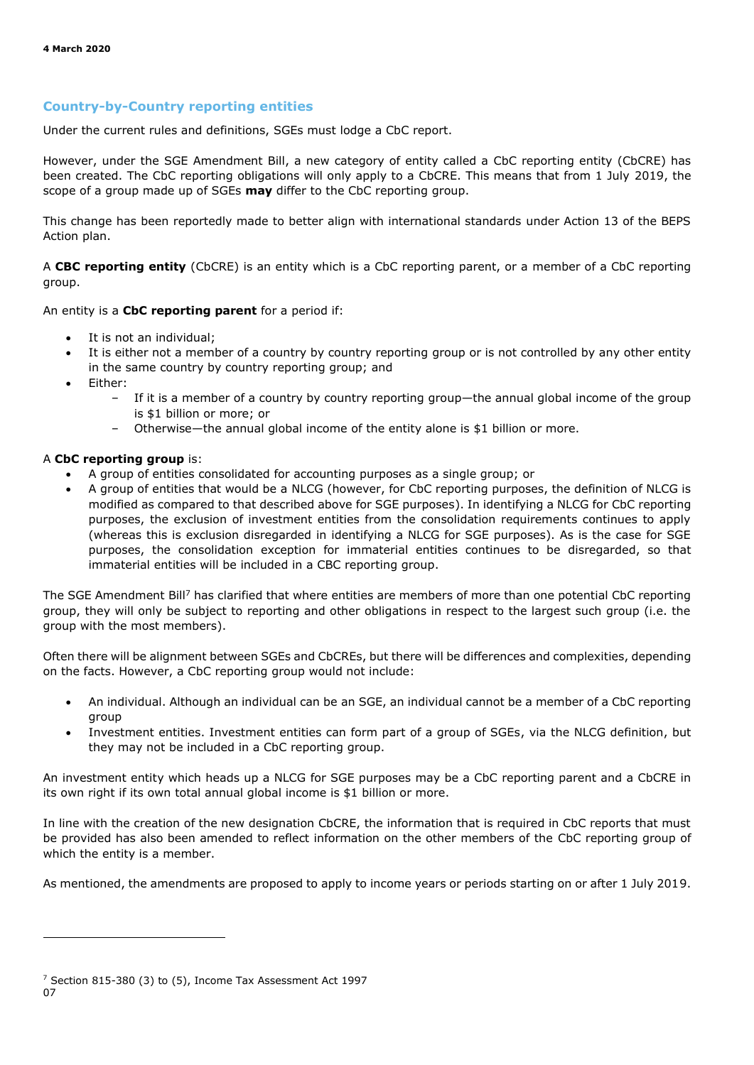## Country-by-Country reporting entities

Under the current rules and definitions, SGEs must lodge a CbC report.

However, under the SGE Amendment Bill, a new category of entity called a CbC reporting entity (CbCRE) has been created. The CbC reporting obligations will only apply to a CbCRE. This means that from 1 July 2019, the scope of a group made up of SGEs **may** differ to the CbC reporting group.

This change has been reportedly made to better align with international standards under Action 13 of the BEPS Action plan.

A **CBC reporting entity** (CbCRE) is an entity which is a CbC reporting parent, or a member of a CbC reporting group.

An entity is a **CbC reporting parent** for a period if:

- It is not an individual;
- It is either not a member of a country by country reporting group or is not controlled by any other entity in the same country by country reporting group; and
- Either:
  - If it is a member of a country by country reporting group—the annual global income of the group is $1 billion or more; or
  - Otherwise—the annual global income of the entity alone is $1 billion or more.

A **CbC reporting group** is:

- A group of entities consolidated for accounting purposes as a single group; or
- A group of entities that would be a NLCG (however, for CbC reporting purposes, the definition of NLCG is modified as compared to that described above for SGE purposes). In identifying a NLCG for CbC reporting purposes, the exclusion of investment entities from the consolidation requirements continues to apply (whereas this is exclusion disregarded in identifying a NLCG for SGE purposes). As is the case for SGE purposes, the consolidation exception for immaterial entities continues to be disregarded, so that immaterial entities will be included in a CBC reporting group.

The SGE Amendment Bill[7] has clarified that where entities are members of more than one potential CbC reporting group, they will only be subject to reporting and other obligations in respect to the largest such group (i.e. the group with the most members).

Often there will be alignment between SGEs and CbCREs, but there will be differences and complexities, depending on the facts. However, a CbC reporting group would not include:

- An individual. Although an individual can be an SGE, an individual cannot be a member of a CbC reporting group
- Investment entities. Investment entities can form part of a group of SGEs, via the NLCG definition, but they may not be included in a CbC reporting group.

An investment entity which heads up a NLCG for SGE purposes may be a CbC reporting parent and a CbCRE in its own right if its own total annual global income is $1 billion or more.

In line with the creation of the new designation CbCRE, the information that is required in CbC reports that must be provided has also been amended to reflect information on the other members of the CbC reporting group of which the entity is a member.

As mentioned, the amendments are proposed to apply to income years or periods starting on or after 1 July 2019.

[7] Section 815-380 (3) to (5), Income Tax Assessment Act 1997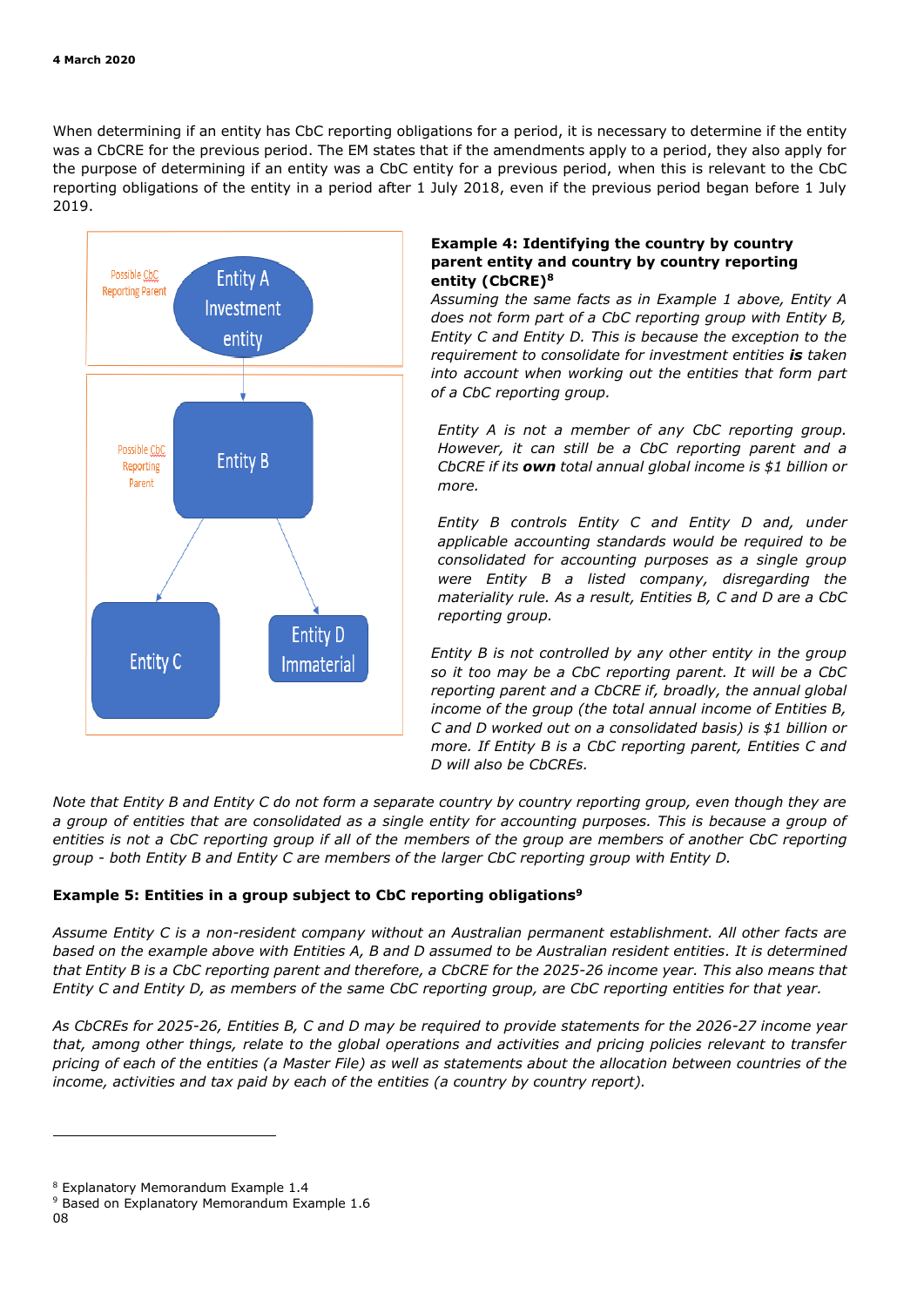When determining if an entity has CbC reporting obligations for a period, it is necessary to determine if the entity was a CbCRE for the previous period. The EM states that if the amendments apply to a period, they also apply for the purpose of determining if an entity was a CbC entity for a previous period, when this is relevant to the CbC reporting obligations of the entity in a period after 1 July 2018, even if the previous period began before 1 July 2019.

Possible CbC Reporting Parent

Entity A Investment entity

Possible CbC Reporting Parent

Entity B

Entity C

Entity D Immaterial

**Example 4: Identifying the country by country parent entity and country by country reporting entity (CbCRE)[8]**

*Assuming the same facts as in Example 1 above, Entity A does not form part of a CbC reporting group with Entity B, Entity C and Entity D. This is because the exception to the requirement to consolidate for investment entities **is** taken into account when working out the entities that form part of a CbC reporting group.*

*Entity A is not a member of any CbC reporting group. However, it can still be a CbC reporting parent and a CbCRE if its **own** total annual global income is $1 billion or more.*

*Entity B controls Entity C and Entity D and, under applicable accounting standards would be required to be consolidated for accounting purposes as a single group were Entity B a listed company, disregarding the materiality rule. As a result, Entities B, C and D are a CbC reporting group.*

*Entity B is not controlled by any other entity in the group so it too may be a CbC reporting parent. It will be a CbC reporting parent and a CbCRE if, broadly, the annual global income of the group (the total annual income of Entities B, C and D worked out on a consolidated basis) is $1 billion or more. If Entity B is a CbC reporting parent, Entities C and D will also be CbCREs.*

*Note that Entity B and Entity C do not form a separate country by country reporting group, even though they are a group of entities that are consolidated as a single entity for accounting purposes. This is because a group of entities is not a CbC reporting group if all of the members of the group are members of another CbC reporting group - both Entity B and Entity C are members of the larger CbC reporting group with Entity D.*

**Example 5: Entities in a group subject to CbC reporting obligations[9]**

*Assume Entity C is a non-resident company without an Australian permanent establishment. All other facts are based on the example above with Entities A, B and D assumed to be Australian resident entities. It is determined that Entity B is a CbC reporting parent and therefore, a CbCRE for the 2025-26 income year. This also means that Entity C and Entity D, as members of the same CbC reporting group, are CbC reporting entities for that year.*

*As CbCREs for 2025-26, Entities B, C and D may be required to provide statements for the 2026-27 income year that, among other things, relate to the global operations and activities and pricing policies relevant to transfer pricing of each of the entities (a Master File) as well as statements about the allocation between countries of the income, activities and tax paid by each of the entities (a country by country report).*

---

[8] Explanatory Memorandum Example 1.4

[9] Based on Explanatory Memorandum Example 1.6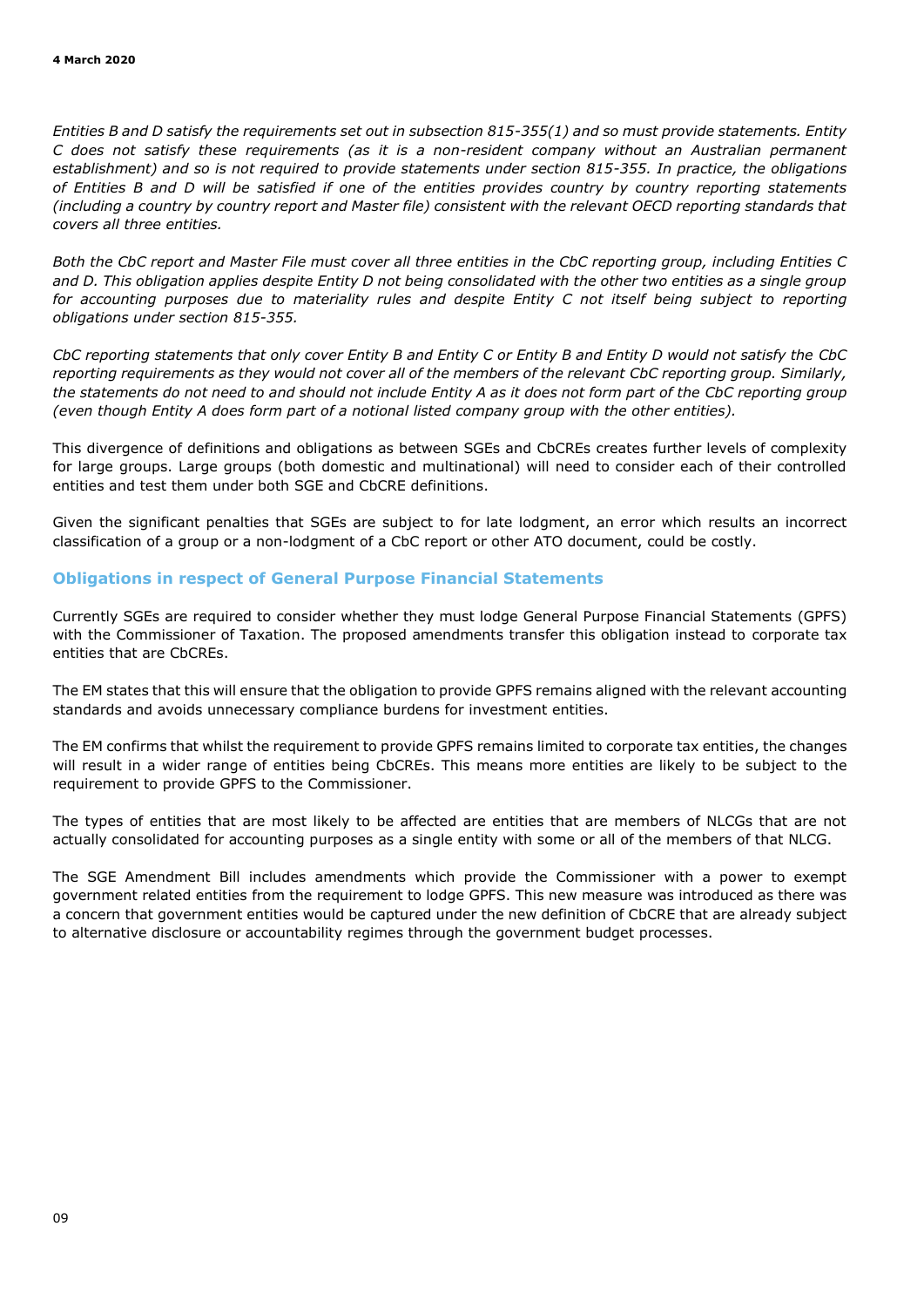*Entities B and D satisfy the requirements set out in subsection 815-355(1) and so must provide statements. Entity C does not satisfy these requirements (as it is a non-resident company without an Australian permanent establishment) and so is not required to provide statements under section 815-355. In practice, the obligations of Entities B and D will be satisfied if one of the entities provides country by country reporting statements (including a country by country report and Master file) consistent with the relevant OECD reporting standards that covers all three entities.*

*Both the CbC report and Master File must cover all three entities in the CbC reporting group, including Entities C and D. This obligation applies despite Entity D not being consolidated with the other two entities as a single group for accounting purposes due to materiality rules and despite Entity C not itself being subject to reporting obligations under section 815-355.*

*CbC reporting statements that only cover Entity B and Entity C or Entity B and Entity D would not satisfy the CbC reporting requirements as they would not cover all of the members of the relevant CbC reporting group. Similarly, the statements do not need to and should not include Entity A as it does not form part of the CbC reporting group (even though Entity A does form part of a notional listed company group with the other entities).*

This divergence of definitions and obligations as between SGEs and CbCREs creates further levels of complexity for large groups. Large groups (both domestic and multinational) will need to consider each of their controlled entities and test them under both SGE and CbCRE definitions.

Given the significant penalties that SGEs are subject to for late lodgment, an error which results an incorrect classification of a group or a non-lodgment of a CbC report or other ATO document, could be costly.

## Obligations in respect of General Purpose Financial Statements

Currently SGEs are required to consider whether they must lodge General Purpose Financial Statements (GPFS) with the Commissioner of Taxation. The proposed amendments transfer this obligation instead to corporate tax entities that are CbCREs.

The EM states that this will ensure that the obligation to provide GPFS remains aligned with the relevant accounting standards and avoids unnecessary compliance burdens for investment entities.

The EM confirms that whilst the requirement to provide GPFS remains limited to corporate tax entities, the changes will result in a wider range of entities being CbCREs. This means more entities are likely to be subject to the requirement to provide GPFS to the Commissioner.

The types of entities that are most likely to be affected are entities that are members of NLCGs that are not actually consolidated for accounting purposes as a single entity with some or all of the members of that NLCG.

The SGE Amendment Bill includes amendments which provide the Commissioner with a power to exempt government related entities from the requirement to lodge GPFS. This new measure was introduced as there was a concern that government entities would be captured under the new definition of CbCRE that are already subject to alternative disclosure or accountability regimes through the government budget processes.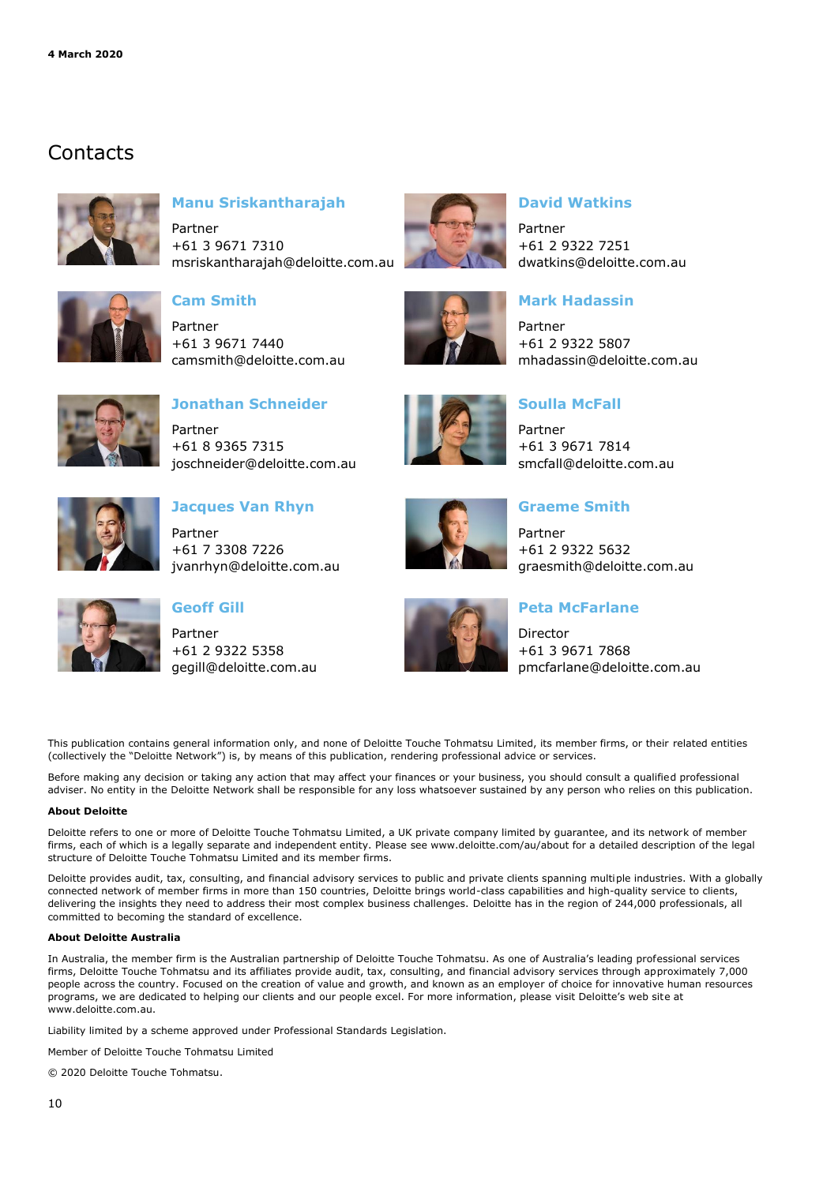4 March 2020

## Contacts

### Manu Sriskantharajah

Partner
+61 3 9671 7310
msriskantharajah@deloitte.com.au

### David Watkins

Partner
+61 2 9322 7251
dwatkins@deloitte.com.au

### Cam Smith

Partner
+61 3 9671 7440
camsmith@deloitte.com.au

### Mark Hadassin

Partner
+61 2 9322 5807
mhadassin@deloitte.com.au

### Jonathan Schneider

Partner
+61 8 9365 7315
joschneider@deloitte.com.au

### Soulla McFall

Partner
+61 3 9671 7814
smcfall@deloitte.com.au

### Jacques Van Rhyn

Partner
+61 7 3308 7226
jvanrhyn@deloitte.com.au

### Graeme Smith

Partner
+61 2 9322 5632
graesmith@deloitte.com.au

### Geoff Gill

Partner
+61 2 9322 5358
gegill@deloitte.com.au

### Peta McFarlane

Director
+61 3 9671 7868
pmcfarlane@deloitte.com.au

This publication contains general information only, and none of Deloitte Touche Tohmatsu Limited, its member firms, or their related entities (collectively the "Deloitte Network") is, by means of this publication, rendering professional advice or services.

Before making any decision or taking any action that may affect your finances or your business, you should consult a qualified professional adviser. No entity in the Deloitte Network shall be responsible for any loss whatsoever sustained by any person who relies on this publication.

**About Deloitte**

Deloitte refers to one or more of Deloitte Touche Tohmatsu Limited, a UK private company limited by guarantee, and its network of member firms, each of which is a legally separate and independent entity. Please see www.deloitte.com/au/about for a detailed description of the legal structure of Deloitte Touche Tohmatsu Limited and its member firms.

Deloitte provides audit, tax, consulting, and financial advisory services to public and private clients spanning multiple industries. With a globally connected network of member firms in more than 150 countries, Deloitte brings world-class capabilities and high-quality service to clients, delivering the insights they need to address their most complex business challenges. Deloitte has in the region of 244,000 professionals, all committed to becoming the standard of excellence.

**About Deloitte Australia**

In Australia, the member firm is the Australian partnership of Deloitte Touche Tohmatsu. As one of Australia's leading professional services firms, Deloitte Touche Tohmatsu and its affiliates provide audit, tax, consulting, and financial advisory services through approximately 7,000 people across the country. Focused on the creation of value and growth, and known as an employer of choice for innovative human resources programs, we are dedicated to helping our clients and our people excel. For more information, please visit Deloitte's web site at www.deloitte.com.au.

Liability limited by a scheme approved under Professional Standards Legislation.

Member of Deloitte Touche Tohmatsu Limited

© 2020 Deloitte Touche Tohmatsu.